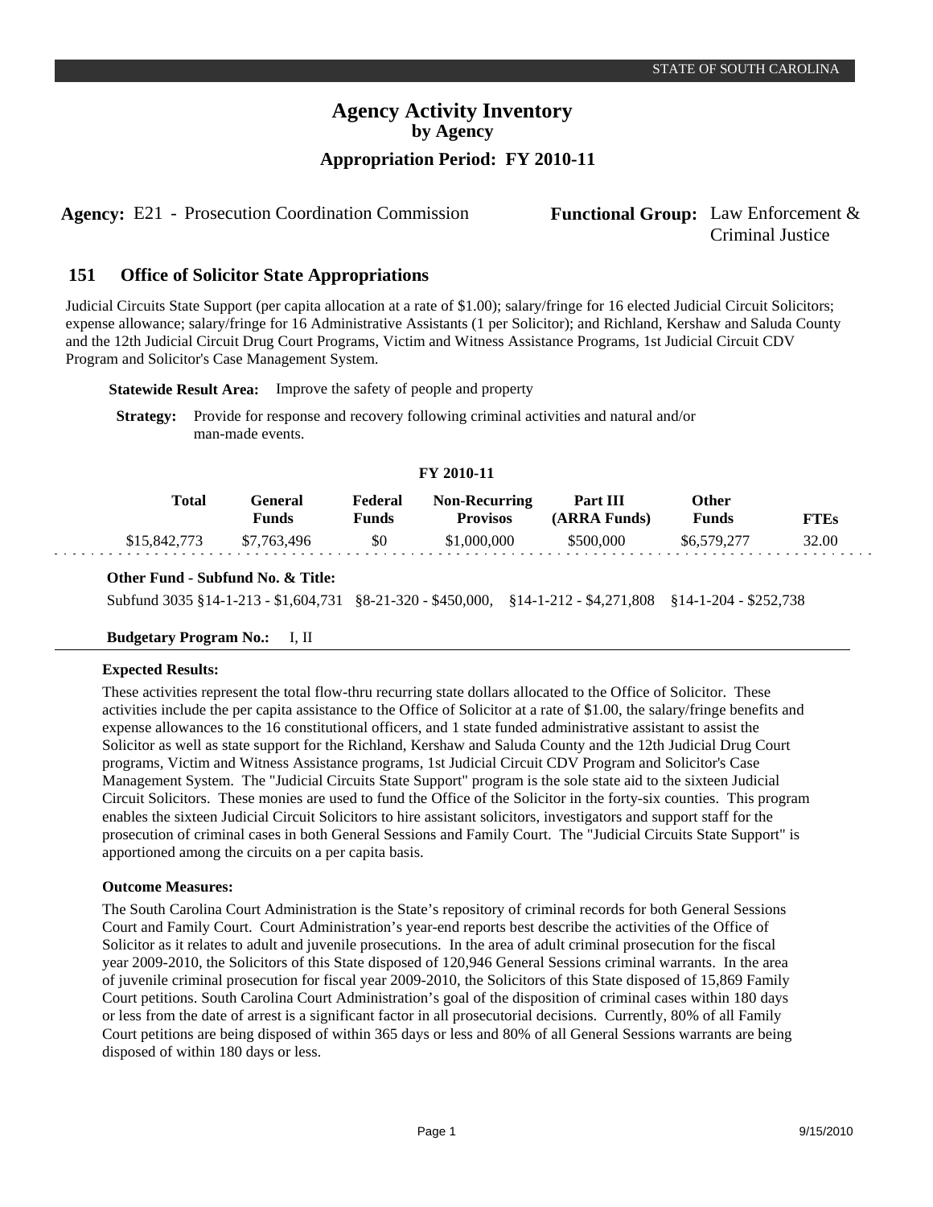STATE OF SOUTH CAROLINA

# Agency Activity Inventory
## by Agency
### Appropriation Period: FY 2010-11

**Agency:** E21 - Prosecution Coordination Commission

**Functional Group:** Law Enforcement & Criminal Justice

## 151 Office of Solicitor State Appropriations

Judicial Circuits State Support (per capita allocation at a rate of $1.00); salary/fringe for 16 elected Judicial Circuit Solicitors; expense allowance; salary/fringe for 16 Administrative Assistants (1 per Solicitor); and Richland, Kershaw and Saluda County and the 12th Judicial Circuit Drug Court Programs, Victim and Witness Assistance Programs, 1st Judicial Circuit CDV Program and Solicitor's Case Management System.

**Statewide Result Area:** Improve the safety of people and property

**Strategy:** Provide for response and recovery following criminal activities and natural and/or man-made events.

**FY 2010-11**

| Total | General Funds | Federal Funds | Non-Recurring Provisos | Part III (ARRA Funds) | Other Funds | FTEs |
|---|---|---|---|---|---|---|
| $15,842,773 | $7,763,496 | $0 | $1,000,000 | $500,000 | $6,579,277 | 32.00 |

**Other Fund - Subfund No. & Title:**

Subfund 3035 §14-1-213 - $1,604,731 §8-21-320 - $450,000, §14-1-212 - $4,271,808 §14-1-204 - $252,738

**Budgetary Program No.:** I, II

**Expected Results:**

These activities represent the total flow-thru recurring state dollars allocated to the Office of Solicitor. These activities include the per capita assistance to the Office of Solicitor at a rate of $1.00, the salary/fringe benefits and expense allowances to the 16 constitutional officers, and 1 state funded administrative assistant to assist the Solicitor as well as state support for the Richland, Kershaw and Saluda County and the 12th Judicial Drug Court programs, Victim and Witness Assistance programs, 1st Judicial Circuit CDV Program and Solicitor's Case Management System. The "Judicial Circuits State Support" program is the sole state aid to the sixteen Judicial Circuit Solicitors. These monies are used to fund the Office of the Solicitor in the forty-six counties. This program enables the sixteen Judicial Circuit Solicitors to hire assistant solicitors, investigators and support staff for the prosecution of criminal cases in both General Sessions and Family Court. The "Judicial Circuits State Support" is apportioned among the circuits on a per capita basis.

**Outcome Measures:**

The South Carolina Court Administration is the State's repository of criminal records for both General Sessions Court and Family Court. Court Administration's year-end reports best describe the activities of the Office of Solicitor as it relates to adult and juvenile prosecutions. In the area of adult criminal prosecution for the fiscal year 2009-2010, the Solicitors of this State disposed of 120,946 General Sessions criminal warrants. In the area of juvenile criminal prosecution for fiscal year 2009-2010, the Solicitors of this State disposed of 15,869 Family Court petitions. South Carolina Court Administration's goal of the disposition of criminal cases within 180 days or less from the date of arrest is a significant factor in all prosecutorial decisions. Currently, 80% of all Family Court petitions are being disposed of within 365 days or less and 80% of all General Sessions warrants are being disposed of within 180 days or less.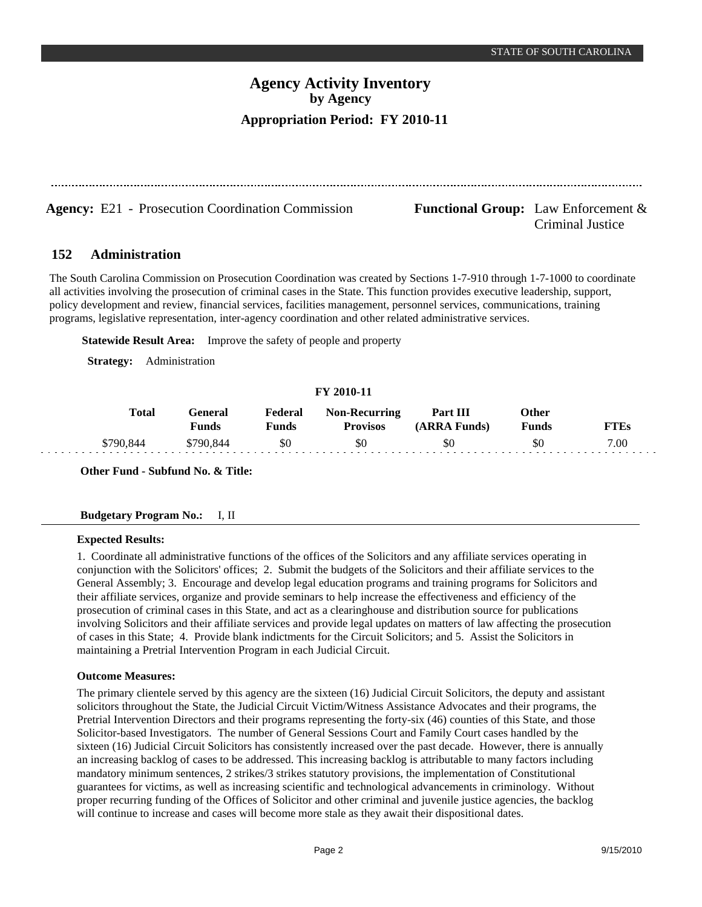# Agency Activity Inventory
## by Agency
### Appropriation Period: FY 2010-11

**Agency:** E21 - Prosecution Coordination Commission **Functional Group:** Law Enforcement & Criminal Justice

## 152 Administration

The South Carolina Commission on Prosecution Coordination was created by Sections 1-7-910 through 1-7-1000 to coordinate all activities involving the prosecution of criminal cases in the State. This function provides executive leadership, support, policy development and review, financial services, facilities management, personnel services, communications, training programs, legislative representation, inter-agency coordination and other related administrative services.

**Statewide Result Area:** Improve the safety of people and property

**Strategy:** Administration

FY 2010-11

| Total | General Funds | Federal Funds | Non-Recurring Provisos | Part III (ARRA Funds) | Other Funds | FTEs |
|---|---|---|---|---|---|---|
| $790,844 | $790,844 | $0 | $0 | $0 | $0 | 7.00 |

**Other Fund - Subfund No. & Title:**

**Budgetary Program No.:** I, II

**Expected Results:**

1. Coordinate all administrative functions of the offices of the Solicitors and any affiliate services operating in conjunction with the Solicitors' offices; 2. Submit the budgets of the Solicitors and their affiliate services to the General Assembly; 3. Encourage and develop legal education programs and training programs for Solicitors and their affiliate services, organize and provide seminars to help increase the effectiveness and efficiency of the prosecution of criminal cases in this State, and act as a clearinghouse and distribution source for publications involving Solicitors and their affiliate services and provide legal updates on matters of law affecting the prosecution of cases in this State; 4. Provide blank indictments for the Circuit Solicitors; and 5. Assist the Solicitors in maintaining a Pretrial Intervention Program in each Judicial Circuit.

**Outcome Measures:**

The primary clientele served by this agency are the sixteen (16) Judicial Circuit Solicitors, the deputy and assistant solicitors throughout the State, the Judicial Circuit Victim/Witness Assistance Advocates and their programs, the Pretrial Intervention Directors and their programs representing the forty-six (46) counties of this State, and those Solicitor-based Investigators. The number of General Sessions Court and Family Court cases handled by the sixteen (16) Judicial Circuit Solicitors has consistently increased over the past decade. However, there is annually an increasing backlog of cases to be addressed. This increasing backlog is attributable to many factors including mandatory minimum sentences, 2 strikes/3 strikes statutory provisions, the implementation of Constitutional guarantees for victims, as well as increasing scientific and technological advancements in criminology. Without proper recurring funding of the Offices of Solicitor and other criminal and juvenile justice agencies, the backlog will continue to increase and cases will become more stale as they await their dispositional dates.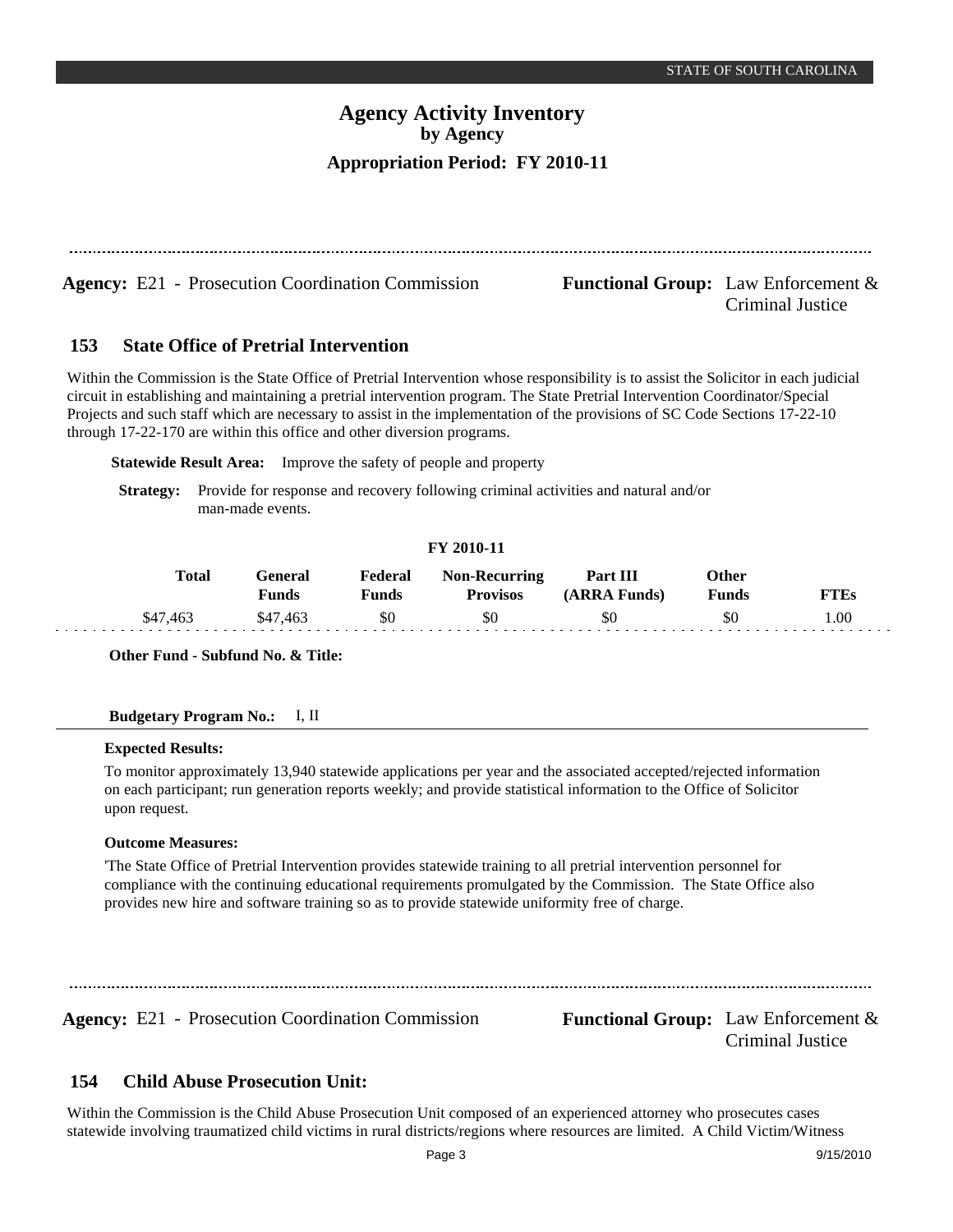**Agency:** E21 - Prosecution Coordination Commission

**Functional Group:** Law Enforcement & Criminal Justice

## 153 State Office of Pretrial Intervention

Within the Commission is the State Office of Pretrial Intervention whose responsibility is to assist the Solicitor in each judicial circuit in establishing and maintaining a pretrial intervention program. The State Pretrial Intervention Coordinator/Special Projects and such staff which are necessary to assist in the implementation of the provisions of SC Code Sections 17-22-10 through 17-22-170 are within this office and other diversion programs.

**Statewide Result Area:** Improve the safety of people and property

**Strategy:** Provide for response and recovery following criminal activities and natural and/or man-made events.

**FY 2010-11**

| Total | General Funds | Federal Funds | Non-Recurring Provisos | Part III (ARRA Funds) | Other Funds | FTEs |
|---|---|---|---|---|---|---|
| $47,463 | $47,463 | $0 | $0 | $0 | $0 | 1.00 |

**Other Fund - Subfund No. & Title:**

**Budgetary Program No.:** I, II

**Expected Results:**

To monitor approximately 13,940 statewide applications per year and the associated accepted/rejected information on each participant; run generation reports weekly; and provide statistical information to the Office of Solicitor upon request.

**Outcome Measures:**

'The State Office of Pretrial Intervention provides statewide training to all pretrial intervention personnel for compliance with the continuing educational requirements promulgated by the Commission. The State Office also provides new hire and software training so as to provide statewide uniformity free of charge.

---

**Agency:** E21 - Prosecution Coordination Commission

**Functional Group:** Law Enforcement & Criminal Justice

## 154 Child Abuse Prosecution Unit:

Within the Commission is the Child Abuse Prosecution Unit composed of an experienced attorney who prosecutes cases statewide involving traumatized child victims in rural districts/regions where resources are limited. A Child Victim/Witness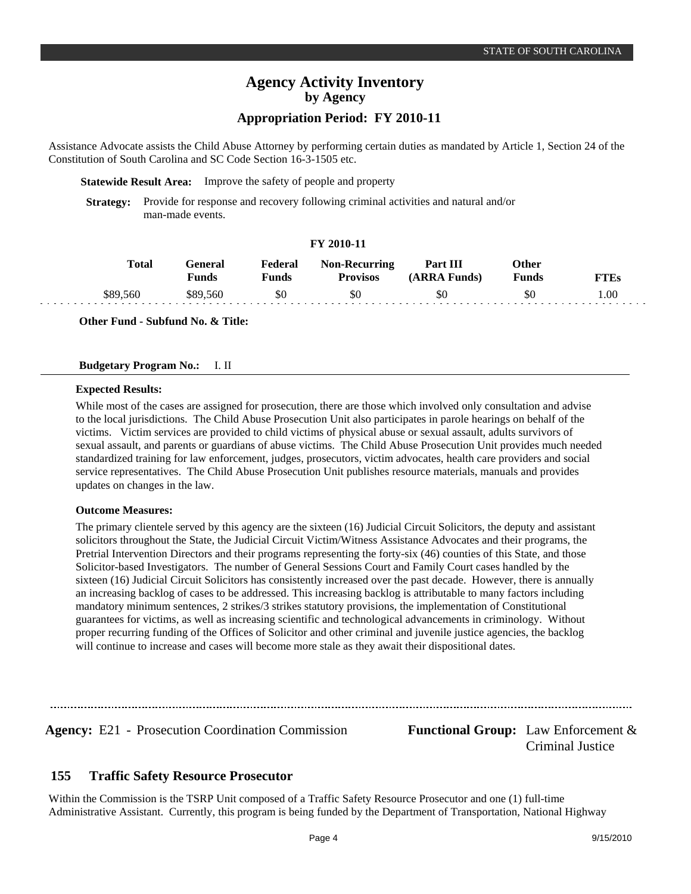Assistance Advocate assists the Child Abuse Attorney by performing certain duties as mandated by Article 1, Section 24 of the Constitution of South Carolina and SC Code Section 16-3-1505 etc.

**Statewide Result Area:** Improve the safety of people and property

**Strategy:** Provide for response and recovery following criminal activities and natural and/or man-made events.

**FY 2010-11**

| Total | General Funds | Federal Funds | Non-Recurring Provisos | Part III (ARRA Funds) | Other Funds | FTEs |
|---|---|---|---|---|---|---|
| $89,560 | $89,560 | $0 | $0 | $0 | $0 | 1.00 |

**Other Fund - Subfund No. & Title:**

**Budgetary Program No.:** I. II

**Expected Results:**

While most of the cases are assigned for prosecution, there are those which involved only consultation and advise to the local jurisdictions. The Child Abuse Prosecution Unit also participates in parole hearings on behalf of the victims. Victim services are provided to child victims of physical abuse or sexual assault, adults survivors of sexual assault, and parents or guardians of abuse victims. The Child Abuse Prosecution Unit provides much needed standardized training for law enforcement, judges, prosecutors, victim advocates, health care providers and social service representatives. The Child Abuse Prosecution Unit publishes resource materials, manuals and provides updates on changes in the law.

**Outcome Measures:**

The primary clientele served by this agency are the sixteen (16) Judicial Circuit Solicitors, the deputy and assistant solicitors throughout the State, the Judicial Circuit Victim/Witness Assistance Advocates and their programs, the Pretrial Intervention Directors and their programs representing the forty-six (46) counties of this State, and those Solicitor-based Investigators. The number of General Sessions Court and Family Court cases handled by the sixteen (16) Judicial Circuit Solicitors has consistently increased over the past decade. However, there is annually an increasing backlog of cases to be addressed. This increasing backlog is attributable to many factors including mandatory minimum sentences, 2 strikes/3 strikes statutory provisions, the implementation of Constitutional guarantees for victims, as well as increasing scientific and technological advancements in criminology. Without proper recurring funding of the Offices of Solicitor and other criminal and juvenile justice agencies, the backlog will continue to increase and cases will become more stale as they await their dispositional dates.

---

**Agency:** E21 - Prosecution Coordination Commission

**Functional Group:** Law Enforcement & Criminal Justice

## 155 Traffic Safety Resource Prosecutor

Within the Commission is the TSRP Unit composed of a Traffic Safety Resource Prosecutor and one (1) full-time Administrative Assistant. Currently, this program is being funded by the Department of Transportation, National Highway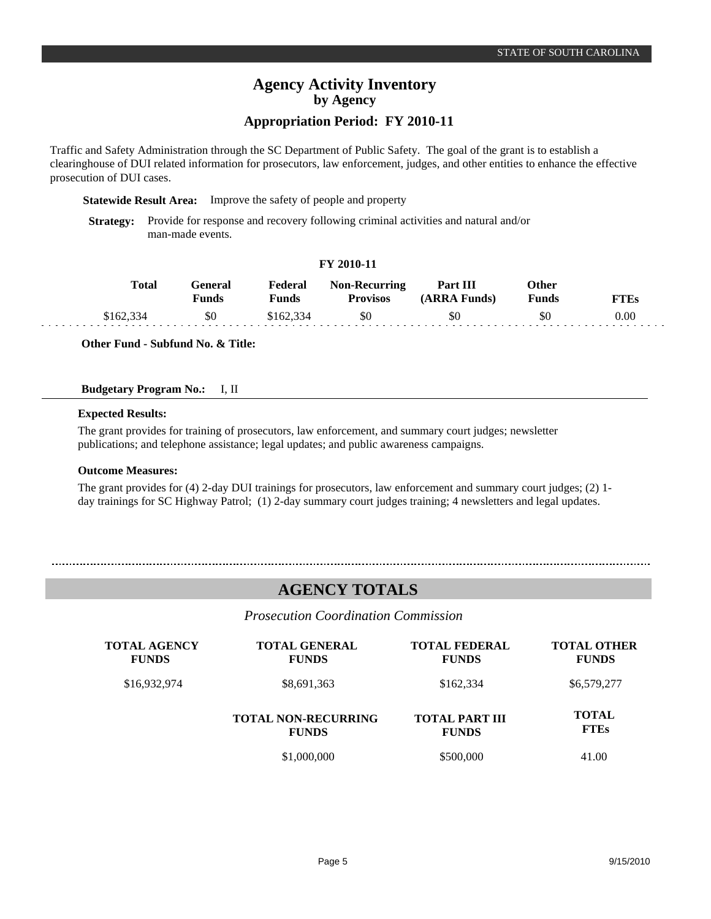# Agency Activity Inventory
## by Agency
### Appropriation Period: FY 2010-11

Traffic and Safety Administration through the SC Department of Public Safety. The goal of the grant is to establish a clearinghouse of DUI related information for prosecutors, law enforcement, judges, and other entities to enhance the effective prosecution of DUI cases.

**Statewide Result Area:** Improve the safety of people and property

**Strategy:** Provide for response and recovery following criminal activities and natural and/or man-made events.

**FY 2010-11**

| Total | General Funds | Federal Funds | Non-Recurring Provisos | Part III (ARRA Funds) | Other Funds | FTEs |
|---|---|---|---|---|---|---|
| $162,334 | $0 | $162,334 | $0 | $0 | $0 | 0.00 |

**Other Fund - Subfund No. & Title:**

**Budgetary Program No.:** I, II

**Expected Results:**

The grant provides for training of prosecutors, law enforcement, and summary court judges; newsletter publications; and telephone assistance; legal updates; and public awareness campaigns.

**Outcome Measures:**

The grant provides for (4) 2-day DUI trainings for prosecutors, law enforcement and summary court judges; (2) 1-day trainings for SC Highway Patrol; (1) 2-day summary court judges training; 4 newsletters and legal updates.

## AGENCY TOTALS

*Prosecution Coordination Commission*

| TOTAL AGENCY FUNDS | TOTAL GENERAL FUNDS | TOTAL FEDERAL FUNDS | TOTAL OTHER FUNDS |
|---|---|---|---|
| $16,932,974 | $8,691,363 | $162,334 | $6,579,277 |

| TOTAL NON-RECURRING FUNDS | TOTAL PART III FUNDS | TOTAL FTEs |
|---|---|---|
| $1,000,000 | $500,000 | 41.00 |